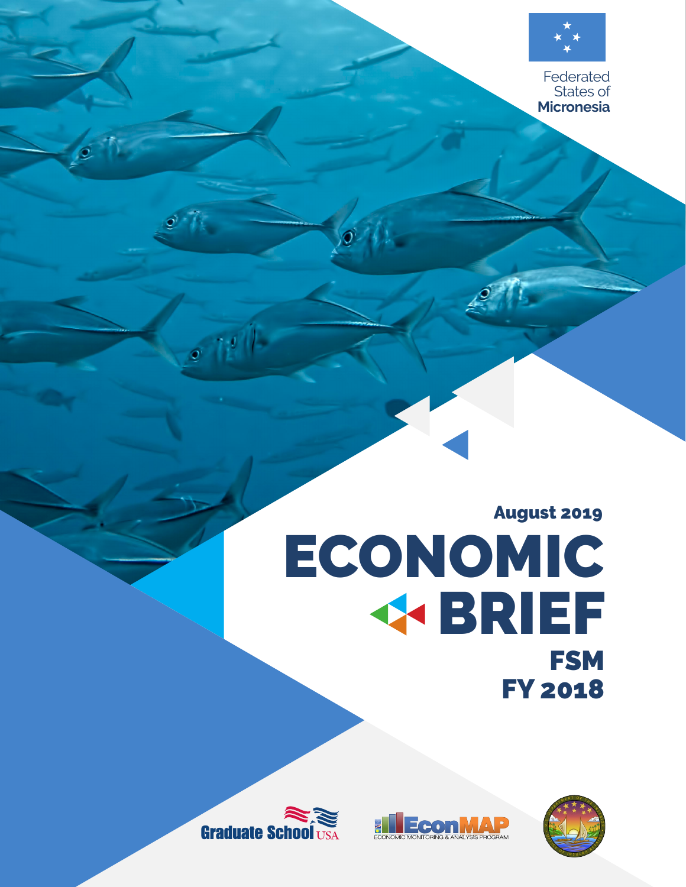Federated States of **Micronesia**

August 2019

# ECONOMIC BRIEF

## FSM FY 2018

Graduate School USA

EconMAP ECONOMIC MONITORING & ANALYSIS PROGRAM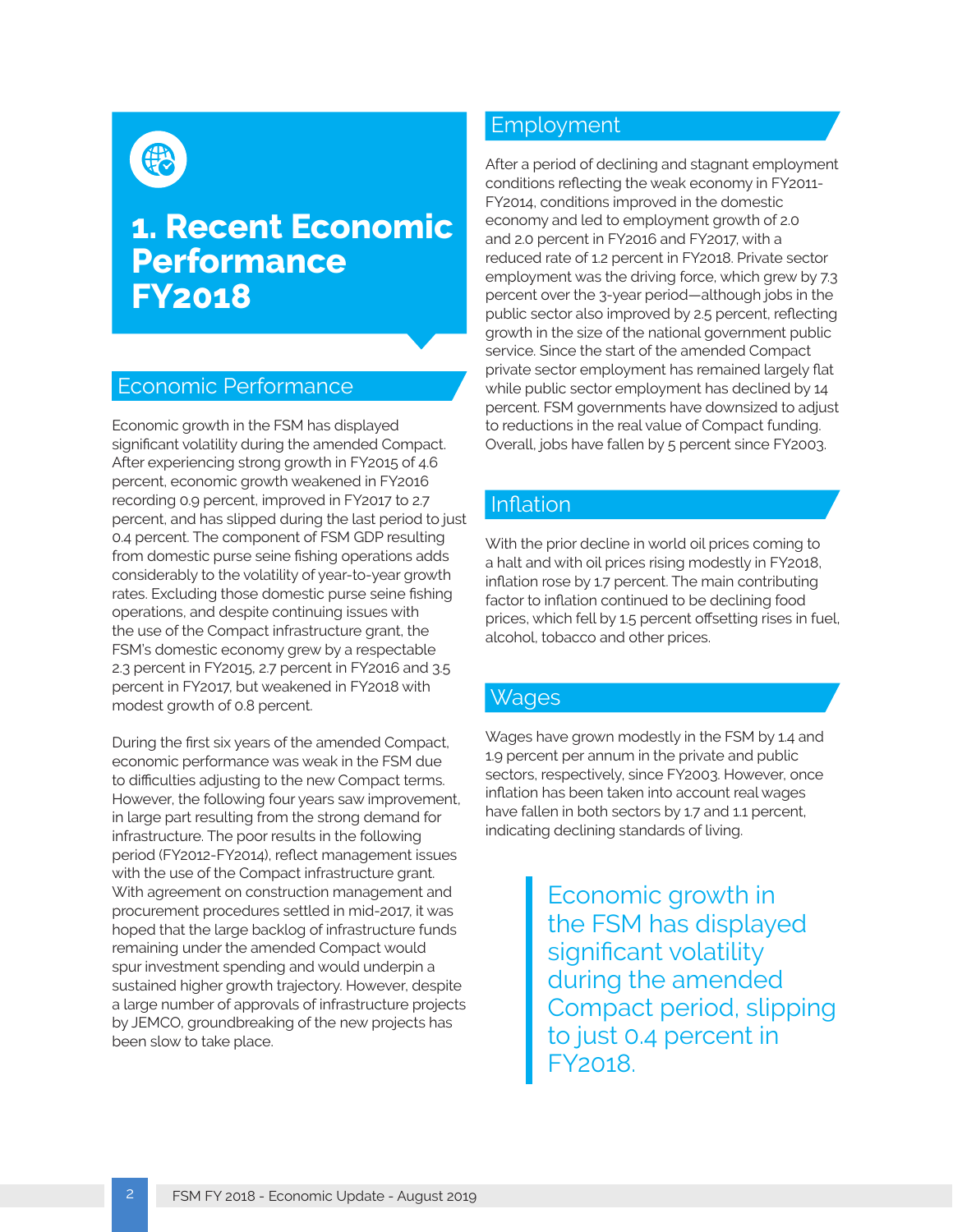# 1. Recent Economic Performance FY2018

## Economic Performance

Economic growth in the FSM has displayed significant volatility during the amended Compact. After experiencing strong growth in FY2015 of 4.6 percent, economic growth weakened in FY2016 recording 0.9 percent, improved in FY2017 to 2.7 percent, and has slipped during the last period to just 0.4 percent. The component of FSM GDP resulting from domestic purse seine fishing operations adds considerably to the volatility of year-to-year growth rates. Excluding those domestic purse seine fishing operations, and despite continuing issues with the use of the Compact infrastructure grant, the FSM's domestic economy grew by a respectable 2.3 percent in FY2015, 2.7 percent in FY2016 and 3.5 percent in FY2017, but weakened in FY2018 with modest growth of 0.8 percent.

During the first six years of the amended Compact, economic performance was weak in the FSM due to difficulties adjusting to the new Compact terms. However, the following four years saw improvement, in large part resulting from the strong demand for infrastructure. The poor results in the following period (FY2012-FY2014), reflect management issues with the use of the Compact infrastructure grant. With agreement on construction management and procurement procedures settled in mid-2017, it was hoped that the large backlog of infrastructure funds remaining under the amended Compact would spur investment spending and would underpin a sustained higher growth trajectory. However, despite a large number of approvals of infrastructure projects by JEMCO, groundbreaking of the new projects has been slow to take place.

## Employment

After a period of declining and stagnant employment conditions reflecting the weak economy in FY2011-FY2014, conditions improved in the domestic economy and led to employment growth of 2.0 and 2.0 percent in FY2016 and FY2017, with a reduced rate of 1.2 percent in FY2018. Private sector employment was the driving force, which grew by 7.3 percent over the 3-year period—although jobs in the public sector also improved by 2.5 percent, reflecting growth in the size of the national government public service. Since the start of the amended Compact private sector employment has remained largely flat while public sector employment has declined by 14 percent. FSM governments have downsized to adjust to reductions in the real value of Compact funding. Overall, jobs have fallen by 5 percent since FY2003.

## Inflation

With the prior decline in world oil prices coming to a halt and with oil prices rising modestly in FY2018, inflation rose by 1.7 percent. The main contributing factor to inflation continued to be declining food prices, which fell by 1.5 percent offsetting rises in fuel, alcohol, tobacco and other prices.

## Wages

Wages have grown modestly in the FSM by 1.4 and 1.9 percent per annum in the private and public sectors, respectively, since FY2003. However, once inflation has been taken into account real wages have fallen in both sectors by 1.7 and 1.1 percent, indicating declining standards of living.

> Economic growth in the FSM has displayed significant volatility during the amended Compact period, slipping to just 0.4 percent in FY2018.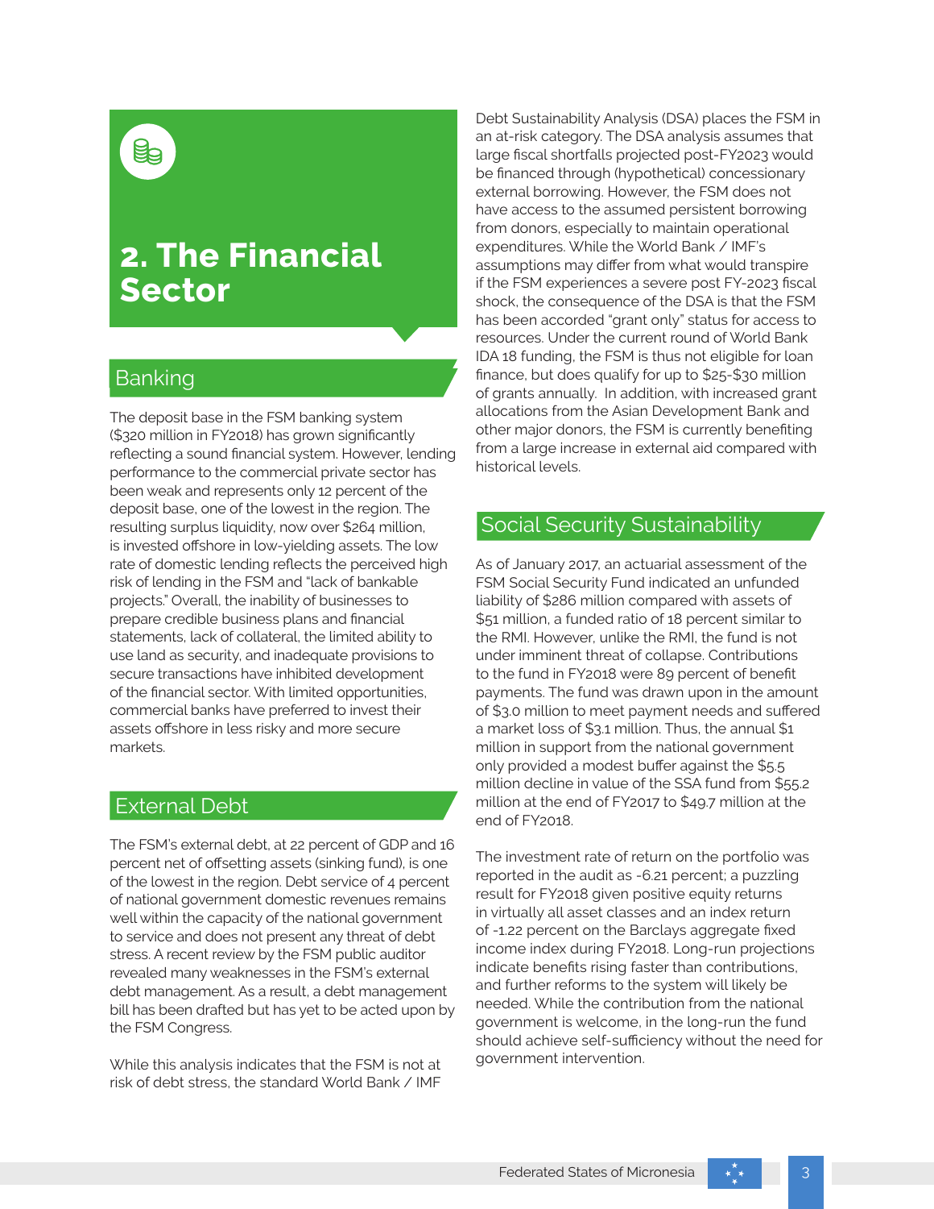# 2. The Financial Sector

## Banking

The deposit base in the FSM banking system ($320 million in FY2018) has grown significantly reflecting a sound financial system. However, lending performance to the commercial private sector has been weak and represents only 12 percent of the deposit base, one of the lowest in the region. The resulting surplus liquidity, now over $264 million, is invested offshore in low-yielding assets. The low rate of domestic lending reflects the perceived high risk of lending in the FSM and "lack of bankable projects." Overall, the inability of businesses to prepare credible business plans and financial statements, lack of collateral, the limited ability to use land as security, and inadequate provisions to secure transactions have inhibited development of the financial sector. With limited opportunities, commercial banks have preferred to invest their assets offshore in less risky and more secure markets.

## External Debt

The FSM's external debt, at 22 percent of GDP and 16 percent net of offsetting assets (sinking fund), is one of the lowest in the region. Debt service of 4 percent of national government domestic revenues remains well within the capacity of the national government to service and does not present any threat of debt stress. A recent review by the FSM public auditor revealed many weaknesses in the FSM's external debt management. As a result, a debt management bill has been drafted but has yet to be acted upon by the FSM Congress.

While this analysis indicates that the FSM is not at risk of debt stress, the standard World Bank / IMF Debt Sustainability Analysis (DSA) places the FSM in an at-risk category. The DSA analysis assumes that large fiscal shortfalls projected post-FY2023 would be financed through (hypothetical) concessionary external borrowing. However, the FSM does not have access to the assumed persistent borrowing from donors, especially to maintain operational expenditures. While the World Bank / IMF's assumptions may differ from what would transpire if the FSM experiences a severe post FY-2023 fiscal shock, the consequence of the DSA is that the FSM has been accorded "grant only" status for access to resources. Under the current round of World Bank IDA 18 funding, the FSM is thus not eligible for loan finance, but does qualify for up to $25-$30 million of grants annually. In addition, with increased grant allocations from the Asian Development Bank and other major donors, the FSM is currently benefiting from a large increase in external aid compared with historical levels.

## Social Security Sustainability

As of January 2017, an actuarial assessment of the FSM Social Security Fund indicated an unfunded liability of $286 million compared with assets of $51 million, a funded ratio of 18 percent similar to the RMI. However, unlike the RMI, the fund is not under imminent threat of collapse. Contributions to the fund in FY2018 were 89 percent of benefit payments. The fund was drawn upon in the amount of $3.0 million to meet payment needs and suffered a market loss of $3.1 million. Thus, the annual $1 million in support from the national government only provided a modest buffer against the $5.5 million decline in value of the SSA fund from $55.2 million at the end of FY2017 to $49.7 million at the end of FY2018.

The investment rate of return on the portfolio was reported in the audit as -6.21 percent; a puzzling result for FY2018 given positive equity returns in virtually all asset classes and an index return of -1.22 percent on the Barclays aggregate fixed income index during FY2018. Long-run projections indicate benefits rising faster than contributions, and further reforms to the system will likely be needed. While the contribution from the national government is welcome, in the long-run the fund should achieve self-sufficiency without the need for government intervention.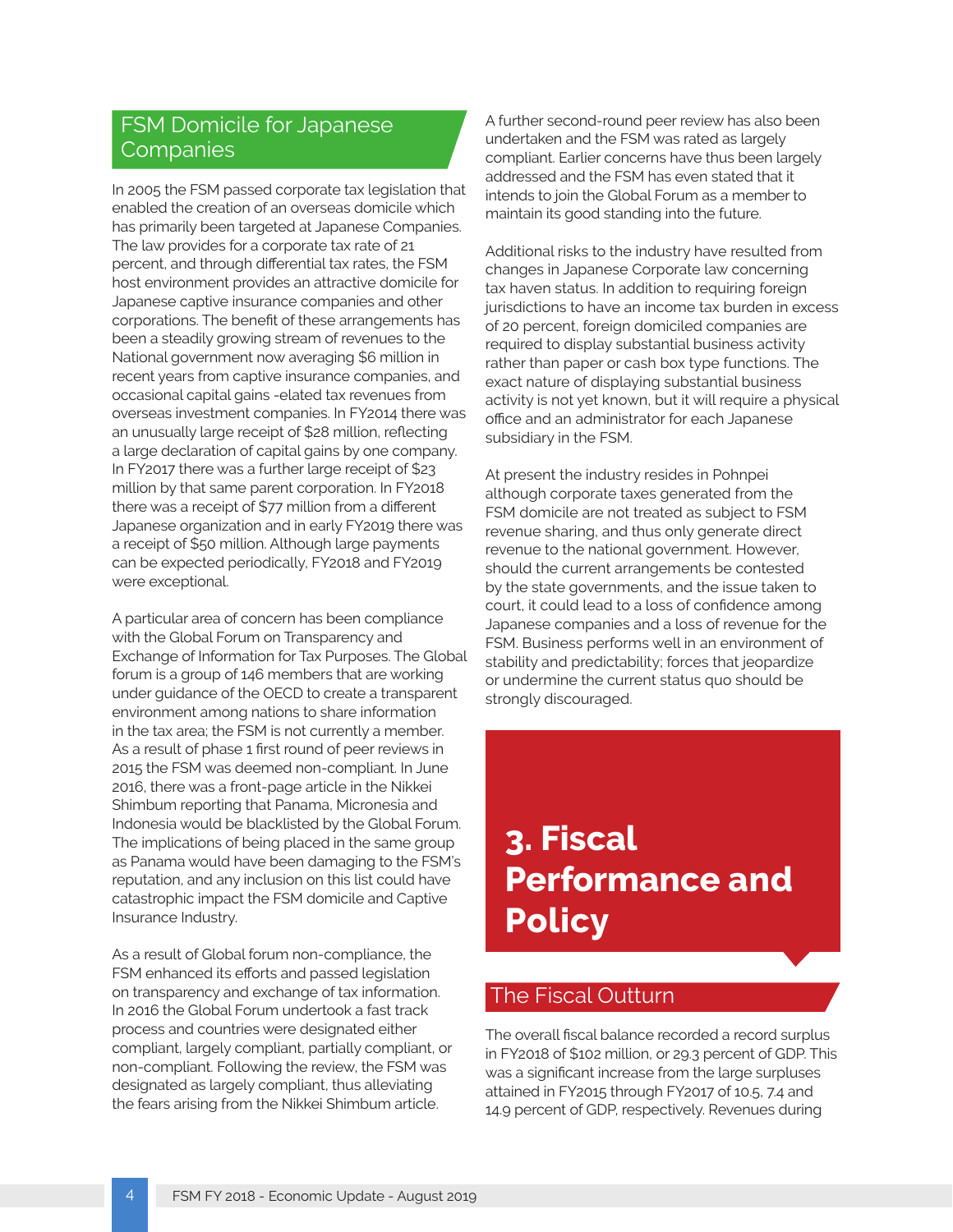### FSM Domicile for Japanese Companies

In 2005 the FSM passed corporate tax legislation that enabled the creation of an overseas domicile which has primarily been targeted at Japanese Companies. The law provides for a corporate tax rate of 21 percent, and through differential tax rates, the FSM host environment provides an attractive domicile for Japanese captive insurance companies and other corporations. The benefit of these arrangements has been a steadily growing stream of revenues to the National government now averaging $6 million in recent years from captive insurance companies, and occasional capital gains -elated tax revenues from overseas investment companies. In FY2014 there was an unusually large receipt of $28 million, reflecting a large declaration of capital gains by one company. In FY2017 there was a further large receipt of $23 million by that same parent corporation. In FY2018 there was a receipt of $77 million from a different Japanese organization and in early FY2019 there was a receipt of $50 million. Although large payments can be expected periodically, FY2018 and FY2019 were exceptional.

A particular area of concern has been compliance with the Global Forum on Transparency and Exchange of Information for Tax Purposes. The Global forum is a group of 146 members that are working under guidance of the OECD to create a transparent environment among nations to share information in the tax area; the FSM is not currently a member. As a result of phase 1 first round of peer reviews in 2015 the FSM was deemed non-compliant. In June 2016, there was a front-page article in the Nikkei Shimbum reporting that Panama, Micronesia and Indonesia would be blacklisted by the Global Forum. The implications of being placed in the same group as Panama would have been damaging to the FSM's reputation, and any inclusion on this list could have catastrophic impact the FSM domicile and Captive Insurance Industry.

As a result of Global forum non-compliance, the FSM enhanced its efforts and passed legislation on transparency and exchange of tax information. In 2016 the Global Forum undertook a fast track process and countries were designated either compliant, largely compliant, partially compliant, or non-compliant. Following the review, the FSM was designated as largely compliant, thus alleviating the fears arising from the Nikkei Shimbum article.

A further second-round peer review has also been undertaken and the FSM was rated as largely compliant. Earlier concerns have thus been largely addressed and the FSM has even stated that it intends to join the Global Forum as a member to maintain its good standing into the future.

Additional risks to the industry have resulted from changes in Japanese Corporate law concerning tax haven status. In addition to requiring foreign jurisdictions to have an income tax burden in excess of 20 percent, foreign domiciled companies are required to display substantial business activity rather than paper or cash box type functions. The exact nature of displaying substantial business activity is not yet known, but it will require a physical office and an administrator for each Japanese subsidiary in the FSM.

At present the industry resides in Pohnpei although corporate taxes generated from the FSM domicile are not treated as subject to FSM revenue sharing, and thus only generate direct revenue to the national government. However, should the current arrangements be contested by the state governments, and the issue taken to court, it could lead to a loss of confidence among Japanese companies and a loss of revenue for the FSM. Business performs well in an environment of stability and predictability; forces that jeopardize or undermine the current status quo should be strongly discouraged.

# 3. Fiscal Performance and Policy

### The Fiscal Outturn

The overall fiscal balance recorded a record surplus in FY2018 of $102 million, or 29.3 percent of GDP. This was a significant increase from the large surpluses attained in FY2015 through FY2017 of 10.5, 7.4 and 14.9 percent of GDP, respectively. Revenues during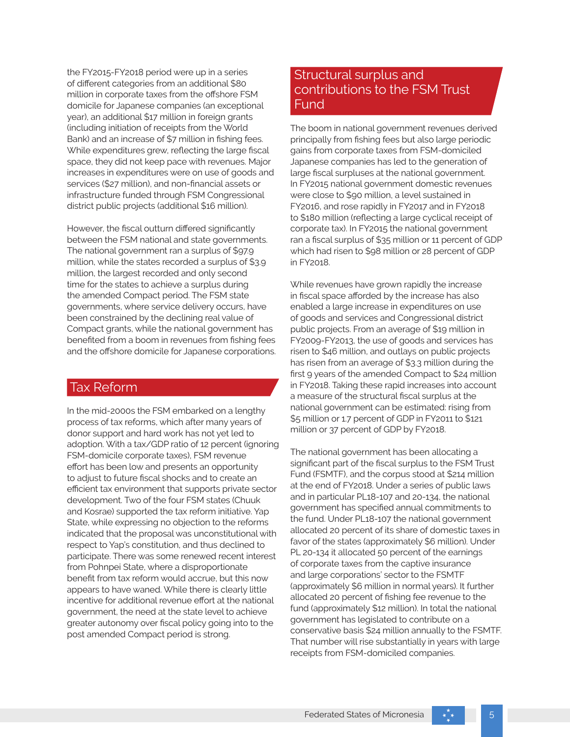the FY2015-FY2018 period were up in a series of different categories from an additional $80 million in corporate taxes from the offshore FSM domicile for Japanese companies (an exceptional year), an additional $17 million in foreign grants (including initiation of receipts from the World Bank) and an increase of $7 million in fishing fees. While expenditures grew, reflecting the large fiscal space, they did not keep pace with revenues. Major increases in expenditures were on use of goods and services ($27 million), and non-financial assets or infrastructure funded through FSM Congressional district public projects (additional $16 million).

However, the fiscal outturn differed significantly between the FSM national and state governments. The national government ran a surplus of $97.9 million, while the states recorded a surplus of $3.9 million, the largest recorded and only second time for the states to achieve a surplus during the amended Compact period. The FSM state governments, where service delivery occurs, have been constrained by the declining real value of Compact grants, while the national government has benefited from a boom in revenues from fishing fees and the offshore domicile for Japanese corporations.

## Tax Reform

In the mid-2000s the FSM embarked on a lengthy process of tax reforms, which after many years of donor support and hard work has not yet led to adoption. With a tax/GDP ratio of 12 percent (ignoring FSM-domicile corporate taxes), FSM revenue effort has been low and presents an opportunity to adjust to future fiscal shocks and to create an efficient tax environment that supports private sector development. Two of the four FSM states (Chuuk and Kosrae) supported the tax reform initiative. Yap State, while expressing no objection to the reforms indicated that the proposal was unconstitutional with respect to Yap's constitution, and thus declined to participate. There was some renewed recent interest from Pohnpei State, where a disproportionate benefit from tax reform would accrue, but this now appears to have waned. While there is clearly little incentive for additional revenue effort at the national government, the need at the state level to achieve greater autonomy over fiscal policy going into to the post amended Compact period is strong.

## Structural surplus and contributions to the FSM Trust Fund

The boom in national government revenues derived principally from fishing fees but also large periodic gains from corporate taxes from FSM-domiciled Japanese companies has led to the generation of large fiscal surpluses at the national government. In FY2015 national government domestic revenues were close to $90 million, a level sustained in FY2016, and rose rapidly in FY2017 and in FY2018 to $180 million (reflecting a large cyclical receipt of corporate tax). In FY2015 the national government ran a fiscal surplus of $35 million or 11 percent of GDP which had risen to $98 million or 28 percent of GDP in FY2018.

While revenues have grown rapidly the increase in fiscal space afforded by the increase has also enabled a large increase in expenditures on use of goods and services and Congressional district public projects. From an average of $19 million in FY2009-FY2013, the use of goods and services has risen to $46 million, and outlays on public projects has risen from an average of $3.3 million during the first 9 years of the amended Compact to $24 million in FY2018. Taking these rapid increases into account a measure of the structural fiscal surplus at the national government can be estimated: rising from $5 million or 1.7 percent of GDP in FY2011 to $121 million or 37 percent of GDP by FY2018.

The national government has been allocating a significant part of the fiscal surplus to the FSM Trust Fund (FSMTF), and the corpus stood at $214 million at the end of FY2018. Under a series of public laws and in particular PL18-107 and 20-134, the national government has specified annual commitments to the fund. Under PL18-107 the national government allocated 20 percent of its share of domestic taxes in favor of the states (approximately $6 million). Under PL 20-134 it allocated 50 percent of the earnings of corporate taxes from the captive insurance and large corporations' sector to the FSMTF (approximately $6 million in normal years). It further allocated 20 percent of fishing fee revenue to the fund (approximately $12 million). In total the national government has legislated to contribute on a conservative basis $24 million annually to the FSMTF. That number will rise substantially in years with large receipts from FSM-domiciled companies.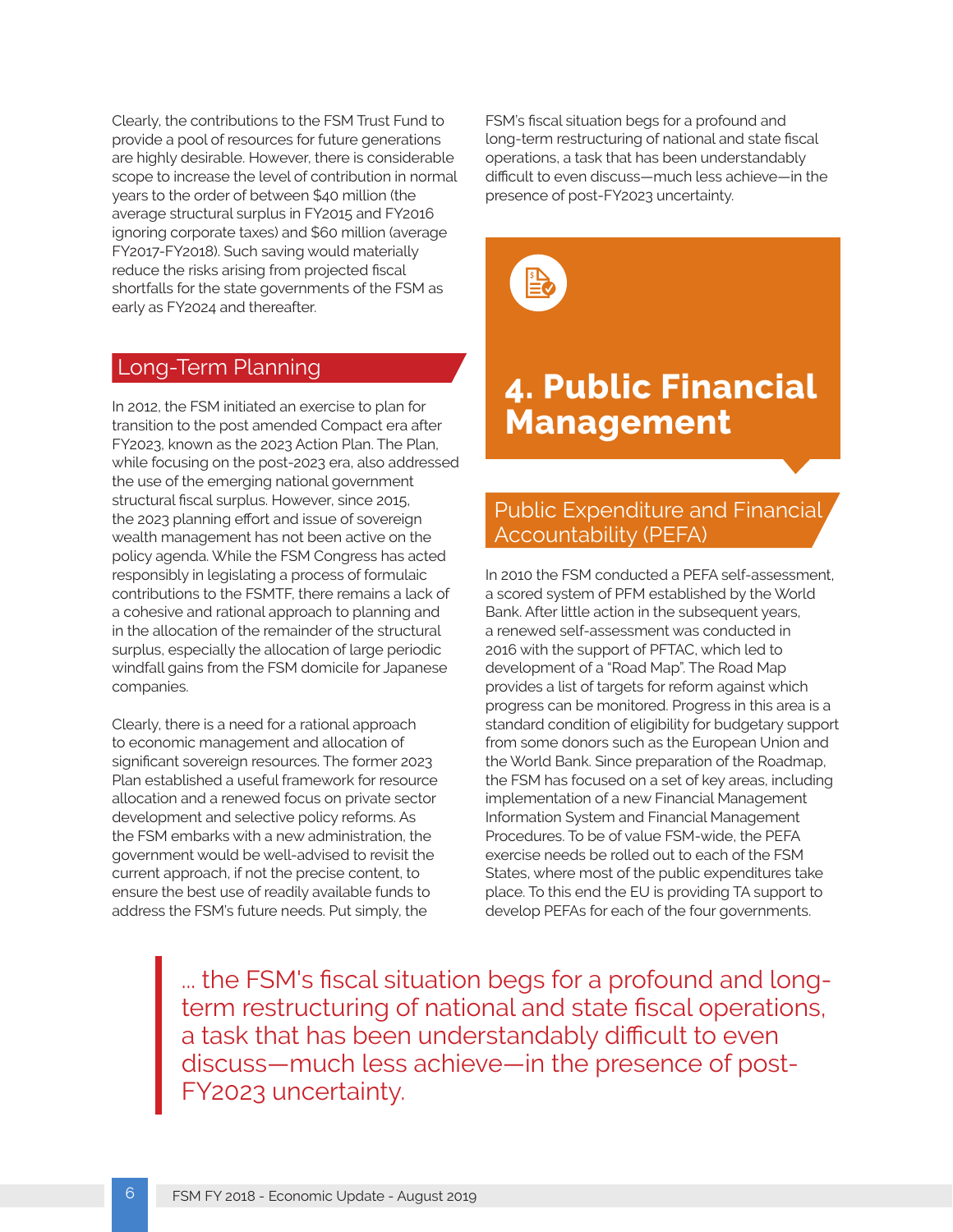Clearly, the contributions to the FSM Trust Fund to provide a pool of resources for future generations are highly desirable. However, there is considerable scope to increase the level of contribution in normal years to the order of between $40 million (the average structural surplus in FY2015 and FY2016 ignoring corporate taxes) and $60 million (average FY2017-FY2018). Such saving would materially reduce the risks arising from projected fiscal shortfalls for the state governments of the FSM as early as FY2024 and thereafter.

## Long-Term Planning

In 2012, the FSM initiated an exercise to plan for transition to the post amended Compact era after FY2023, known as the 2023 Action Plan. The Plan, while focusing on the post-2023 era, also addressed the use of the emerging national government structural fiscal surplus. However, since 2015, the 2023 planning effort and issue of sovereign wealth management has not been active on the policy agenda. While the FSM Congress has acted responsibly in legislating a process of formulaic contributions to the FSMTF, there remains a lack of a cohesive and rational approach to planning and in the allocation of the remainder of the structural surplus, especially the allocation of large periodic windfall gains from the FSM domicile for Japanese companies.

Clearly, there is a need for a rational approach to economic management and allocation of significant sovereign resources. The former 2023 Plan established a useful framework for resource allocation and a renewed focus on private sector development and selective policy reforms. As the FSM embarks with a new administration, the government would be well-advised to revisit the current approach, if not the precise content, to ensure the best use of readily available funds to address the FSM's future needs. Put simply, the FSM's fiscal situation begs for a profound and long-term restructuring of national and state fiscal operations, a task that has been understandably difficult to even discuss—much less achieve—in the presence of post-FY2023 uncertainty.

# 4. Public Financial Management

## Public Expenditure and Financial Accountability (PEFA)

In 2010 the FSM conducted a PEFA self-assessment, a scored system of PFM established by the World Bank. After little action in the subsequent years, a renewed self-assessment was conducted in 2016 with the support of PFTAC, which led to development of a "Road Map". The Road Map provides a list of targets for reform against which progress can be monitored. Progress in this area is a standard condition of eligibility for budgetary support from some donors such as the European Union and the World Bank. Since preparation of the Roadmap, the FSM has focused on a set of key areas, including implementation of a new Financial Management Information System and Financial Management Procedures. To be of value FSM-wide, the PEFA exercise needs be rolled out to each of the FSM States, where most of the public expenditures take place. To this end the EU is providing TA support to develop PEFAs for each of the four governments.

> ... the FSM's fiscal situation begs for a profound and long-term restructuring of national and state fiscal operations, a task that has been understandably difficult to even discuss—much less achieve—in the presence of post-FY2023 uncertainty.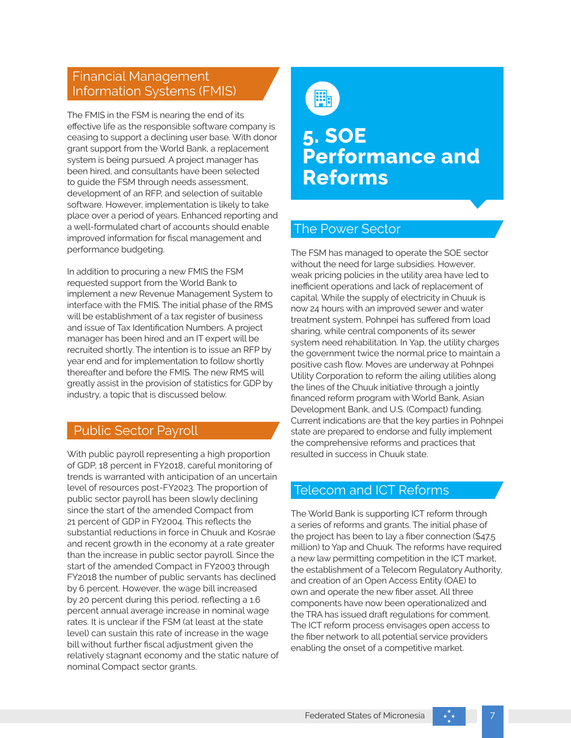## Financial Management Information Systems (FMIS)

The FMIS in the FSM is nearing the end of its effective life as the responsible software company is ceasing to support a declining user base. With donor grant support from the World Bank, a replacement system is being pursued. A project manager has been hired, and consultants have been selected to guide the FSM through needs assessment, development of an RFP, and selection of suitable software. However, implementation is likely to take place over a period of years. Enhanced reporting and a well-formulated chart of accounts should enable improved information for fiscal management and performance budgeting.

In addition to procuring a new FMIS the FSM requested support from the World Bank to implement a new Revenue Management System to interface with the FMIS. The initial phase of the RMS will be establishment of a tax register of business and issue of Tax Identification Numbers. A project manager has been hired and an IT expert will be recruited shortly. The intention is to issue an RFP by year end and for implementation to follow shortly thereafter and before the FMIS. The new RMS will greatly assist in the provision of statistics for GDP by industry, a topic that is discussed below.

## Public Sector Payroll

With public payroll representing a high proportion of GDP, 18 percent in FY2018, careful monitoring of trends is warranted with anticipation of an uncertain level of resources post-FY2023. The proportion of public sector payroll has been slowly declining since the start of the amended Compact from 21 percent of GDP in FY2004. This reflects the substantial reductions in force in Chuuk and Kosrae and recent growth in the economy at a rate greater than the increase in public sector payroll. Since the start of the amended Compact in FY2003 through FY2018 the number of public servants has declined by 6 percent. However, the wage bill increased by 20 percent during this period, reflecting a 1.6 percent annual average increase in nominal wage rates. It is unclear if the FSM (at least at the state level) can sustain this rate of increase in the wage bill without further fiscal adjustment given the relatively stagnant economy and the static nature of nominal Compact sector grants.

# 5. SOE Performance and Reforms

## The Power Sector

The FSM has managed to operate the SOE sector without the need for large subsidies. However, weak pricing policies in the utility area have led to inefficient operations and lack of replacement of capital. While the supply of electricity in Chuuk is now 24 hours with an improved sewer and water treatment system, Pohnpei has suffered from load sharing, while central components of its sewer system need rehabilitation. In Yap, the utility charges the government twice the normal price to maintain a positive cash flow. Moves are underway at Pohnpei Utility Corporation to reform the ailing utilities along the lines of the Chuuk initiative through a jointly financed reform program with World Bank, Asian Development Bank, and U.S. (Compact) funding. Current indications are that the key parties in Pohnpei state are prepared to endorse and fully implement the comprehensive reforms and practices that resulted in success in Chuuk state.

## Telecom and ICT Reforms

The World Bank is supporting ICT reform through a series of reforms and grants. The initial phase of the project has been to lay a fiber connection ($47.5 million) to Yap and Chuuk. The reforms have required a new law permitting competition in the ICT market, the establishment of a Telecom Regulatory Authority, and creation of an Open Access Entity (OAE) to own and operate the new fiber asset. All three components have now been operationalized and the TRA has issued draft regulations for comment. The ICT reform process envisages open access to the fiber network to all potential service providers enabling the onset of a competitive market.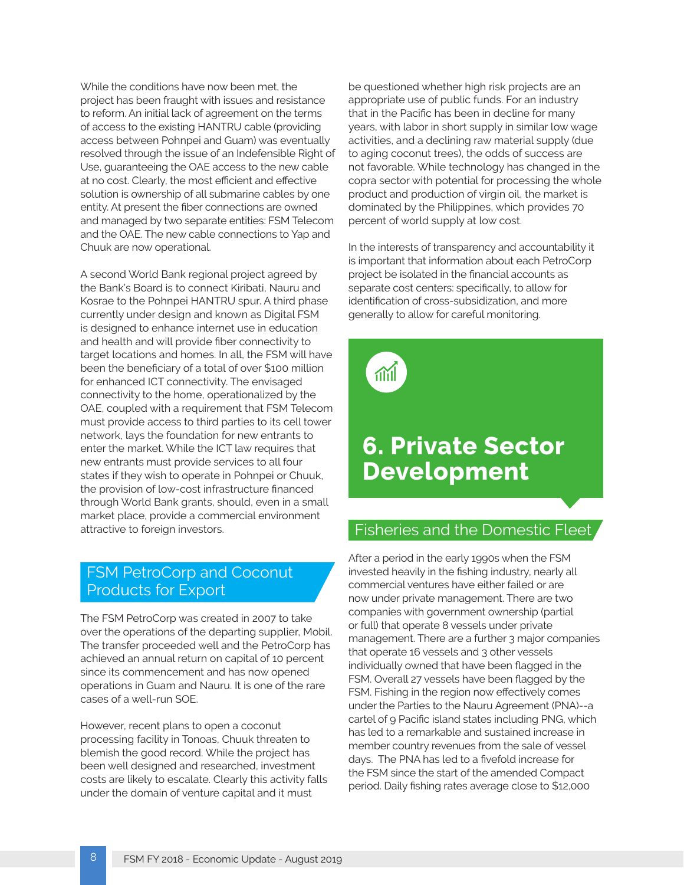While the conditions have now been met, the project has been fraught with issues and resistance to reform. An initial lack of agreement on the terms of access to the existing HANTRU cable (providing access between Pohnpei and Guam) was eventually resolved through the issue of an Indefensible Right of Use, guaranteeing the OAE access to the new cable at no cost. Clearly, the most efficient and effective solution is ownership of all submarine cables by one entity. At present the fiber connections are owned and managed by two separate entities: FSM Telecom and the OAE. The new cable connections to Yap and Chuuk are now operational.

A second World Bank regional project agreed by the Bank's Board is to connect Kiribati, Nauru and Kosrae to the Pohnpei HANTRU spur. A third phase currently under design and known as Digital FSM is designed to enhance internet use in education and health and will provide fiber connectivity to target locations and homes. In all, the FSM will have been the beneficiary of a total of over $100 million for enhanced ICT connectivity. The envisaged connectivity to the home, operationalized by the OAE, coupled with a requirement that FSM Telecom must provide access to third parties to its cell tower network, lays the foundation for new entrants to enter the market. While the ICT law requires that new entrants must provide services to all four states if they wish to operate in Pohnpei or Chuuk, the provision of low-cost infrastructure financed through World Bank grants, should, even in a small market place, provide a commercial environment attractive to foreign investors.

## FSM PetroCorp and Coconut Products for Export

The FSM PetroCorp was created in 2007 to take over the operations of the departing supplier, Mobil. The transfer proceeded well and the PetroCorp has achieved an annual return on capital of 10 percent since its commencement and has now opened operations in Guam and Nauru. It is one of the rare cases of a well-run SOE.

However, recent plans to open a coconut processing facility in Tonoas, Chuuk threaten to blemish the good record. While the project has been well designed and researched, investment costs are likely to escalate. Clearly this activity falls under the domain of venture capital and it must be questioned whether high risk projects are an appropriate use of public funds. For an industry that in the Pacific has been in decline for many years, with labor in short supply in similar low wage activities, and a declining raw material supply (due to aging coconut trees), the odds of success are not favorable. While technology has changed in the copra sector with potential for processing the whole product and production of virgin oil, the market is dominated by the Philippines, which provides 70 percent of world supply at low cost.

In the interests of transparency and accountability it is important that information about each PetroCorp project be isolated in the financial accounts as separate cost centers: specifically, to allow for identification of cross-subsidization, and more generally to allow for careful monitoring.

# 6. Private Sector Development

## Fisheries and the Domestic Fleet

After a period in the early 1990s when the FSM invested heavily in the fishing industry, nearly all commercial ventures have either failed or are now under private management. There are two companies with government ownership (partial or full) that operate 8 vessels under private management. There are a further 3 major companies that operate 16 vessels and 3 other vessels individually owned that have been flagged in the FSM. Overall 27 vessels have been flagged by the FSM. Fishing in the region now effectively comes under the Parties to the Nauru Agreement (PNA)--a cartel of 9 Pacific island states including PNG, which has led to a remarkable and sustained increase in member country revenues from the sale of vessel days. The PNA has led to a fivefold increase for the FSM since the start of the amended Compact period. Daily fishing rates average close to $12,000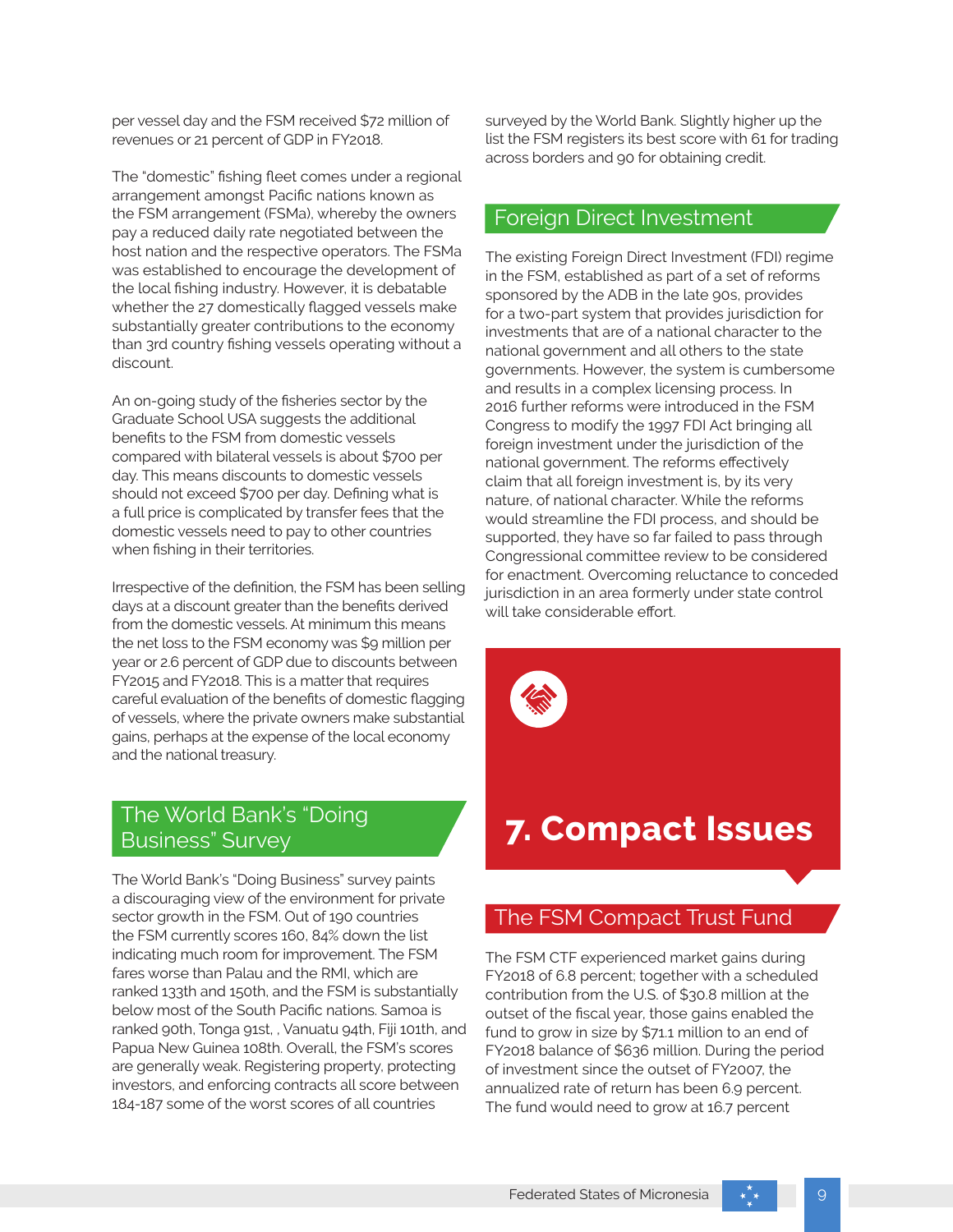per vessel day and the FSM received $72 million of revenues or 21 percent of GDP in FY2018.

The "domestic" fishing fleet comes under a regional arrangement amongst Pacific nations known as the FSM arrangement (FSMa), whereby the owners pay a reduced daily rate negotiated between the host nation and the respective operators. The FSMa was established to encourage the development of the local fishing industry. However, it is debatable whether the 27 domestically flagged vessels make substantially greater contributions to the economy than 3rd country fishing vessels operating without a discount.

An on-going study of the fisheries sector by the Graduate School USA suggests the additional benefits to the FSM from domestic vessels compared with bilateral vessels is about $700 per day. This means discounts to domestic vessels should not exceed $700 per day. Defining what is a full price is complicated by transfer fees that the domestic vessels need to pay to other countries when fishing in their territories.

Irrespective of the definition, the FSM has been selling days at a discount greater than the benefits derived from the domestic vessels. At minimum this means the net loss to the FSM economy was $9 million per year or 2.6 percent of GDP due to discounts between FY2015 and FY2018. This is a matter that requires careful evaluation of the benefits of domestic flagging of vessels, where the private owners make substantial gains, perhaps at the expense of the local economy and the national treasury.

## The World Bank's "Doing Business" Survey

The World Bank's "Doing Business" survey paints a discouraging view of the environment for private sector growth in the FSM. Out of 190 countries the FSM currently scores 160, 84% down the list indicating much room for improvement. The FSM fares worse than Palau and the RMI, which are ranked 133th and 150th, and the FSM is substantially below most of the South Pacific nations. Samoa is ranked 90th, Tonga 91st, , Vanuatu 94th, Fiji 101th, and Papua New Guinea 108th. Overall, the FSM's scores are generally weak. Registering property, protecting investors, and enforcing contracts all score between 184-187 some of the worst scores of all countries surveyed by the World Bank. Slightly higher up the list the FSM registers its best score with 61 for trading across borders and 90 for obtaining credit.

## Foreign Direct Investment

The existing Foreign Direct Investment (FDI) regime in the FSM, established as part of a set of reforms sponsored by the ADB in the late 90s, provides for a two-part system that provides jurisdiction for investments that are of a national character to the national government and all others to the state governments. However, the system is cumbersome and results in a complex licensing process. In 2016 further reforms were introduced in the FSM Congress to modify the 1997 FDI Act bringing all foreign investment under the jurisdiction of the national government. The reforms effectively claim that all foreign investment is, by its very nature, of national character. While the reforms would streamline the FDI process, and should be supported, they have so far failed to pass through Congressional committee review to be considered for enactment. Overcoming reluctance to conceded jurisdiction in an area formerly under state control will take considerable effort.

# 7. Compact Issues

## The FSM Compact Trust Fund

The FSM CTF experienced market gains during FY2018 of 6.8 percent; together with a scheduled contribution from the U.S. of $30.8 million at the outset of the fiscal year, those gains enabled the fund to grow in size by $71.1 million to an end of FY2018 balance of $636 million. During the period of investment since the outset of FY2007, the annualized rate of return has been 6.9 percent. The fund would need to grow at 16.7 percent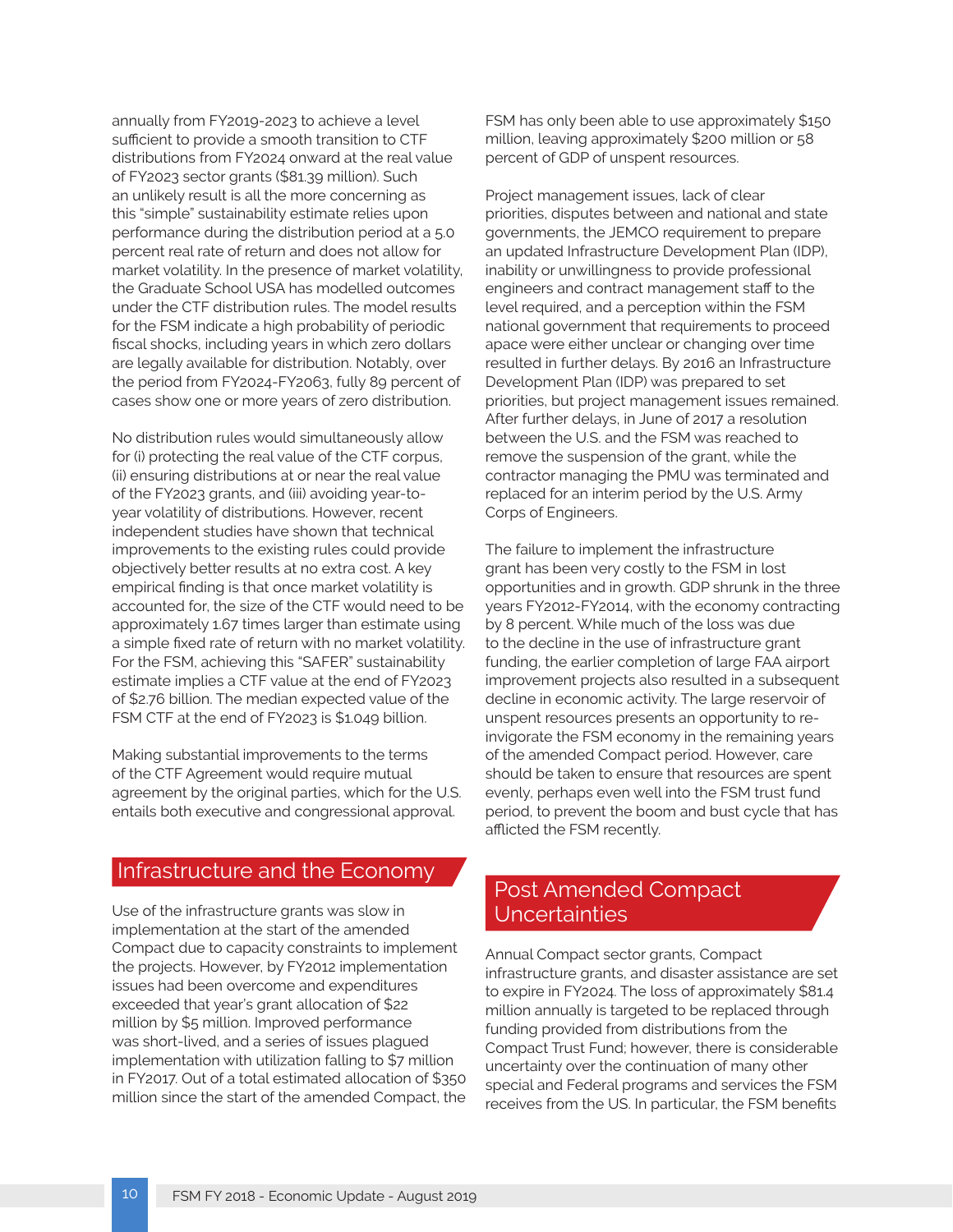annually from FY2019-2023 to achieve a level sufficient to provide a smooth transition to CTF distributions from FY2024 onward at the real value of FY2023 sector grants ($81.39 million). Such an unlikely result is all the more concerning as this "simple" sustainability estimate relies upon performance during the distribution period at a 5.0 percent real rate of return and does not allow for market volatility. In the presence of market volatility, the Graduate School USA has modelled outcomes under the CTF distribution rules. The model results for the FSM indicate a high probability of periodic fiscal shocks, including years in which zero dollars are legally available for distribution. Notably, over the period from FY2024-FY2063, fully 89 percent of cases show one or more years of zero distribution.

No distribution rules would simultaneously allow for (i) protecting the real value of the CTF corpus, (ii) ensuring distributions at or near the real value of the FY2023 grants, and (iii) avoiding year-to-year volatility of distributions. However, recent independent studies have shown that technical improvements to the existing rules could provide objectively better results at no extra cost. A key empirical finding is that once market volatility is accounted for, the size of the CTF would need to be approximately 1.67 times larger than estimate using a simple fixed rate of return with no market volatility. For the FSM, achieving this "SAFER" sustainability estimate implies a CTF value at the end of FY2023 of $2.76 billion. The median expected value of the FSM CTF at the end of FY2023 is $1.049 billion.

Making substantial improvements to the terms of the CTF Agreement would require mutual agreement by the original parties, which for the U.S. entails both executive and congressional approval.

## Infrastructure and the Economy

Use of the infrastructure grants was slow in implementation at the start of the amended Compact due to capacity constraints to implement the projects. However, by FY2012 implementation issues had been overcome and expenditures exceeded that year's grant allocation of $22 million by $5 million. Improved performance was short-lived, and a series of issues plagued implementation with utilization falling to $7 million in FY2017. Out of a total estimated allocation of $350 million since the start of the amended Compact, the FSM has only been able to use approximately $150 million, leaving approximately $200 million or 58 percent of GDP of unspent resources.

Project management issues, lack of clear priorities, disputes between and national and state governments, the JEMCO requirement to prepare an updated Infrastructure Development Plan (IDP), inability or unwillingness to provide professional engineers and contract management staff to the level required, and a perception within the FSM national government that requirements to proceed apace were either unclear or changing over time resulted in further delays. By 2016 an Infrastructure Development Plan (IDP) was prepared to set priorities, but project management issues remained. After further delays, in June of 2017 a resolution between the U.S. and the FSM was reached to remove the suspension of the grant, while the contractor managing the PMU was terminated and replaced for an interim period by the U.S. Army Corps of Engineers.

The failure to implement the infrastructure grant has been very costly to the FSM in lost opportunities and in growth. GDP shrunk in the three years FY2012-FY2014, with the economy contracting by 8 percent. While much of the loss was due to the decline in the use of infrastructure grant funding, the earlier completion of large FAA airport improvement projects also resulted in a subsequent decline in economic activity. The large reservoir of unspent resources presents an opportunity to re-invigorate the FSM economy in the remaining years of the amended Compact period. However, care should be taken to ensure that resources are spent evenly, perhaps even well into the FSM trust fund period, to prevent the boom and bust cycle that has afflicted the FSM recently.

## Post Amended Compact Uncertainties

Annual Compact sector grants, Compact infrastructure grants, and disaster assistance are set to expire in FY2024. The loss of approximately $81.4 million annually is targeted to be replaced through funding provided from distributions from the Compact Trust Fund; however, there is considerable uncertainty over the continuation of many other special and Federal programs and services the FSM receives from the US. In particular, the FSM benefits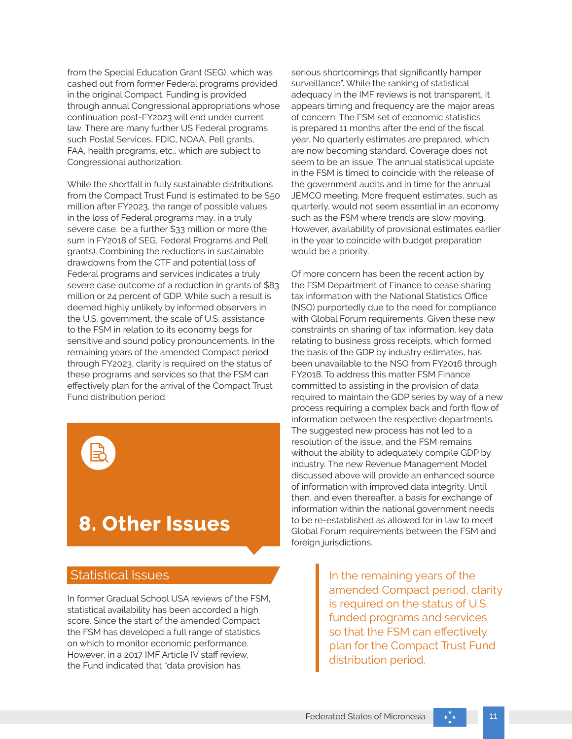from the Special Education Grant (SEG), which was cashed out from former Federal programs provided in the original Compact. Funding is provided through annual Congressional appropriations whose continuation post-FY2023 will end under current law. There are many further US Federal programs such Postal Services, FDIC, NOAA, Pell grants, FAA, health programs, etc., which are subject to Congressional authorization.

While the shortfall in fully sustainable distributions from the Compact Trust Fund is estimated to be $50 million after FY2023, the range of possible values in the loss of Federal programs may, in a truly severe case, be a further $33 million or more (the sum in FY2018 of SEG, Federal Programs and Pell grants). Combining the reductions in sustainable drawdowns from the CTF and potential loss of Federal programs and services indicates a truly severe case outcome of a reduction in grants of $83 million or 24 percent of GDP. While such a result is deemed highly unlikely by informed observers in the U.S. government, the scale of U.S. assistance to the FSM in relation to its economy begs for sensitive and sound policy pronouncements. In the remaining years of the amended Compact period through FY2023, clarity is required on the status of these programs and services so that the FSM can effectively plan for the arrival of the Compact Trust Fund distribution period.

# 8. Other Issues

## Statistical Issues

In former Gradual School USA reviews of the FSM, statistical availability has been accorded a high score. Since the start of the amended Compact the FSM has developed a full range of statistics on which to monitor economic performance. However, in a 2017 IMF Article IV staff review, the Fund indicated that "data provision has serious shortcomings that significantly hamper surveillance". While the ranking of statistical adequacy in the IMF reviews is not transparent, it appears timing and frequency are the major areas of concern. The FSM set of economic statistics is prepared 11 months after the end of the fiscal year. No quarterly estimates are prepared, which are now becoming standard. Coverage does not seem to be an issue. The annual statistical update in the FSM is timed to coincide with the release of the government audits and in time for the annual JEMCO meeting. More frequent estimates, such as quarterly, would not seem essential in an economy such as the FSM where trends are slow moving. However, availability of provisional estimates earlier in the year to coincide with budget preparation would be a priority.

Of more concern has been the recent action by the FSM Department of Finance to cease sharing tax information with the National Statistics Office (NSO) purportedly due to the need for compliance with Global Forum requirements. Given these new constraints on sharing of tax information, key data relating to business gross receipts, which formed the basis of the GDP by industry estimates, has been unavailable to the NSO from FY2016 through FY2018. To address this matter FSM Finance committed to assisting in the provision of data required to maintain the GDP series by way of a new process requiring a complex back and forth flow of information between the respective departments. The suggested new process has not led to a resolution of the issue, and the FSM remains without the ability to adequately compile GDP by industry. The new Revenue Management Model discussed above will provide an enhanced source of information with improved data integrity. Until then, and even thereafter, a basis for exchange of information within the national government needs to be re-established as allowed for in law to meet Global Forum requirements between the FSM and foreign jurisdictions.

> In the remaining years of the amended Compact period, clarity is required on the status of U.S. funded programs and services so that the FSM can effectively plan for the Compact Trust Fund distribution period.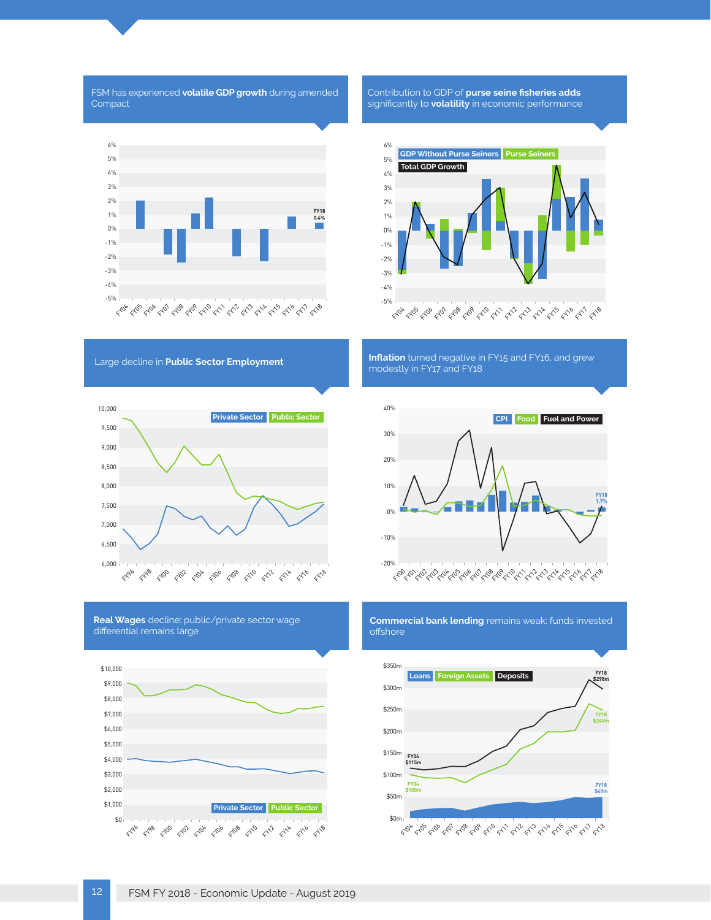FSM has experienced **volatile GDP growth** during amended Compact

FY18 0.4%

Contribution to GDP of **purse seine fisheries adds** significantly to **volatility** in economic performance

GDP Without Purse Seiners | Purse Seiners | Total GDP Growth

Large decline in **Public Sector Employment**

Private Sector | Public Sector

**Inflation** turned negative in FY15 and FY16, and grew modestly in FY17 and FY18

CPI | Food | Fuel and Power

FY18 1.7%

**Real Wages** decline: public/private sector wage differential remains large

Private Sector | Public Sector

**Commercial bank lending** remains weak; funds invested offshore

Loans | Foreign Assets | Deposits

FY04 $115m; FY04 $100m; FY18 $298m; FY18 $249m; FY18 $49m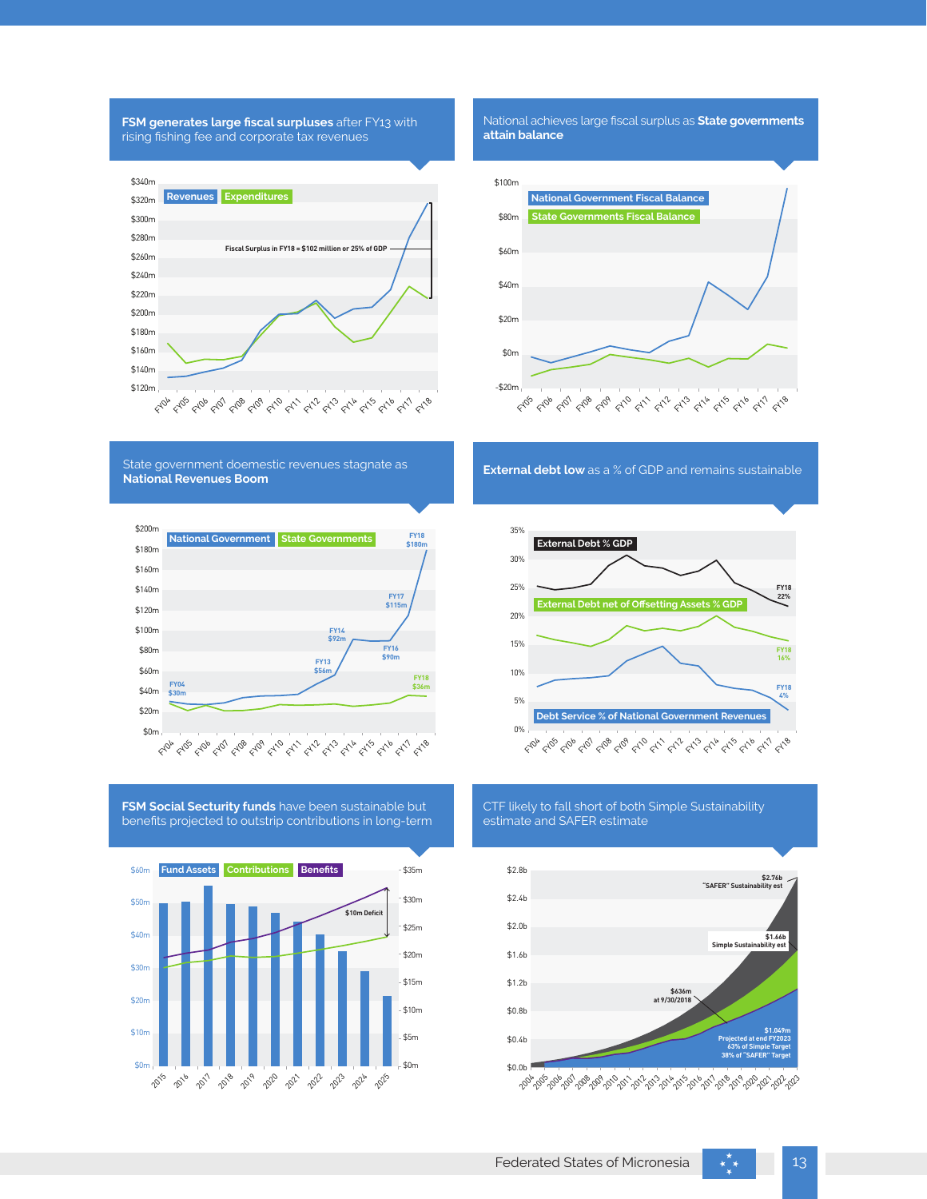**FSM generates large fiscal surpluses** after FY13 with rising fishing fee and corporate tax revenues

Revenues | Expenditures

Fiscal Surplus in FY18 = $102 million or 25% of GDP

National achieves large fiscal surplus as **State governments attain balance**

National Government Fiscal Balance | State Governments Fiscal Balance

State government doemestic revenues stagnate as **National Revenues Boom**

National Government | State Governments

FY04 $30m; FY13 $56m; FY14 $92m; FY16 $90m; FY17 $115m; FY18 $180m; FY18 $36m

**External debt low** as a % of GDP and remains sustainable

External Debt % GDP — FY18 22%

External Debt net of Offsetting Assets % GDP — FY18 16%

Debt Service % of National Government Revenues — FY18 4%

**FSM Social Security funds** have been sustainable but benefits projected to outstrip contributions in long-term

Fund Assets | Contributions | Benefits

$10m Deficit

CTF likely to fall short of both Simple Sustainability estimate and SAFER estimate

$2.76b "SAFER" Sustainability est

$1.66b Simple Sustainability est

$636m at 9/30/2018

$1.049m Projected at end FY2023, 63% of Simple Target, 38% of "SAFER" Target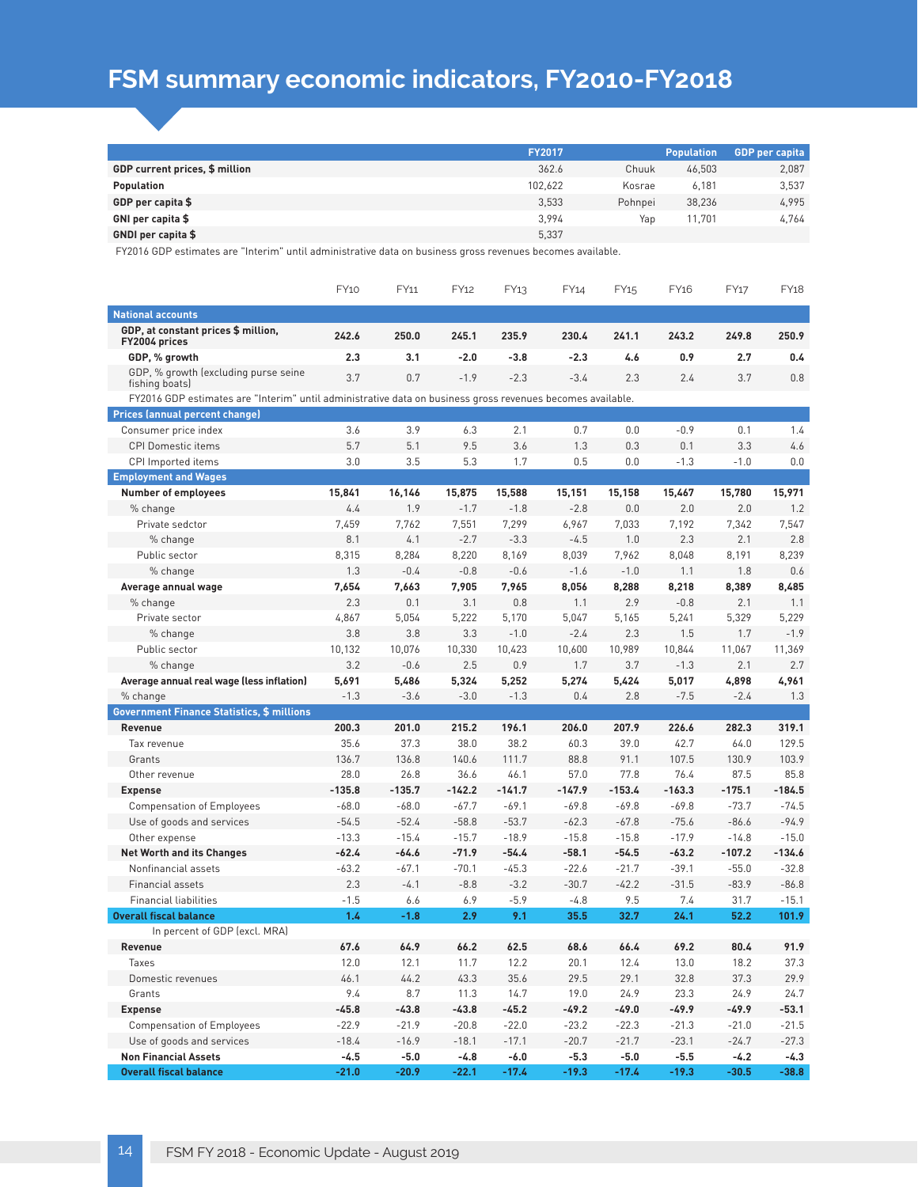# FSM summary economic indicators, FY2010-FY2018

| | FY2017 | | Population | GDP per capita |
|---|---|---|---|---|
| **GDP current prices, $ million** | 362.6 | Chuuk | 46,503 | 2,087 |
| **Population** | 102,622 | Kosrae | 6,181 | 3,537 |
| **GDP per capita $** | 3,533 | Pohnpei | 38,236 | 4,995 |
| **GNI per capita $** | 3,994 | Yap | 11,701 | 4,764 |
| **GNDI per capita $** | 5,337 | | | |

FY2016 GDP estimates are "Interim" until administrative data on business gross revenues becomes available.

| | FY10 | FY11 | FY12 | FY13 | FY14 | FY15 | FY16 | FY17 | FY18 |
|---|---|---|---|---|---|---|---|---|---|
| **National accounts** | | | | | | | | | |
| **GDP, at constant prices $ million, FY2004 prices** | **242.6** | **250.0** | **245.1** | **235.9** | **230.4** | **241.1** | **243.2** | **249.8** | **250.9** |
| **GDP, % growth** | **2.3** | **3.1** | **-2.0** | **-3.8** | **-2.3** | **4.6** | **0.9** | **2.7** | **0.4** |
| GDP, % growth (excluding purse seine fishing boats) | 3.7 | 0.7 | -1.9 | -2.3 | -3.4 | 2.3 | 2.4 | 3.7 | 0.8 |
| FY2016 GDP estimates are "Interim" until administrative data on business gross revenues becomes available. | | | | | | | | | |
| **Prices (annual percent change)** | | | | | | | | | |
| Consumer price index | 3.6 | 3.9 | 6.3 | 2.1 | 0.7 | 0.0 | -0.9 | 0.1 | 1.4 |
| CPI Domestic items | 5.7 | 5.1 | 9.5 | 3.6 | 1.3 | 0.3 | 0.1 | 3.3 | 4.6 |
| CPI Imported items | 3.0 | 3.5 | 5.3 | 1.7 | 0.5 | 0.0 | -1.3 | -1.0 | 0.0 |
| **Employment and Wages** | | | | | | | | | |
| **Number of employees** | **15,841** | **16,146** | **15,875** | **15,588** | **15,151** | **15,158** | **15,467** | **15,780** | **15,971** |
| % change | 4.4 | 1.9 | -1.7 | -1.8 | -2.8 | 0.0 | 2.0 | 2.0 | 1.2 |
| Private sedctor | 7,459 | 7,762 | 7,551 | 7,299 | 6,967 | 7,033 | 7,192 | 7,342 | 7,547 |
| % change | 8.1 | 4.1 | -2.7 | -3.3 | -4.5 | 1.0 | 2.3 | 2.1 | 2.8 |
| Public sector | 8,315 | 8,284 | 8,220 | 8,169 | 8,039 | 7,962 | 8,048 | 8,191 | 8,239 |
| % change | 1.3 | -0.4 | -0.8 | -0.6 | -1.6 | -1.0 | 1.1 | 1.8 | 0.6 |
| **Average annual wage** | **7,654** | **7,663** | **7,905** | **7,965** | **8,056** | **8,288** | **8,218** | **8,389** | **8,485** |
| % change | 2.3 | 0.1 | 3.1 | 0.8 | 1.1 | 2.9 | -0.8 | 2.1 | 1.1 |
| Private sector | 4,867 | 5,054 | 5,222 | 5,170 | 5,047 | 5,165 | 5,241 | 5,329 | 5,229 |
| % change | 3.8 | 3.8 | 3.3 | -1.0 | -2.4 | 2.3 | 1.5 | 1.7 | -1.9 |
| Public sector | 10,132 | 10,076 | 10,330 | 10,423 | 10,600 | 10,989 | 10,844 | 11,067 | 11,369 |
| % change | 3.2 | -0.6 | 2.5 | 0.9 | 1.7 | 3.7 | -1.3 | 2.1 | 2.7 |
| **Average annual real wage (less inflation)** | **5,691** | **5,486** | **5,324** | **5,252** | **5,274** | **5,424** | **5,017** | **4,898** | **4,961** |
| % change | -1.3 | -3.6 | -3.0 | -1.3 | 0.4 | 2.8 | -7.5 | -2.4 | 1.3 |
| **Government Finance Statistics, $ millions** | | | | | | | | | |
| **Revenue** | **200.3** | **201.0** | **215.2** | **196.1** | **206.0** | **207.9** | **226.6** | **282.3** | **319.1** |
| Tax revenue | 35.6 | 37.3 | 38.0 | 38.2 | 60.3 | 39.0 | 42.7 | 64.0 | 129.5 |
| Grants | 136.7 | 136.8 | 140.6 | 111.7 | 88.8 | 91.1 | 107.5 | 130.9 | 103.9 |
| Other revenue | 28.0 | 26.8 | 36.6 | 46.1 | 57.0 | 77.8 | 76.4 | 87.5 | 85.8 |
| **Expense** | **-135.8** | **-135.7** | **-142.2** | **-141.7** | **-147.9** | **-153.4** | **-163.3** | **-175.1** | **-184.5** |
| Compensation of Employees | -68.0 | -68.0 | -67.7 | -69.1 | -69.8 | -69.8 | -69.8 | -73.7 | -74.5 |
| Use of goods and services | -54.5 | -52.4 | -58.8 | -53.7 | -62.3 | -67.8 | -75.6 | -86.6 | -94.9 |
| Other expense | -13.3 | -15.4 | -15.7 | -18.9 | -15.8 | -15.8 | -17.9 | -14.8 | -15.0 |
| **Net Worth and its Changes** | **-62.4** | **-64.6** | **-71.9** | **-54.4** | **-58.1** | **-54.5** | **-63.2** | **-107.2** | **-134.6** |
| Nonfinancial assets | -63.2 | -67.1 | -70.1 | -45.3 | -22.6 | -21.7 | -39.1 | -55.0 | -32.8 |
| Financial assets | 2.3 | -4.1 | -8.8 | -3.2 | -30.7 | -42.2 | -31.5 | -83.9 | -86.8 |
| Financial liabilities | -1.5 | 6.6 | 6.9 | -5.9 | -4.8 | 9.5 | 7.4 | 31.7 | -15.1 |
| **Overall fiscal balance** | **1.4** | **-1.8** | **2.9** | **9.1** | **35.5** | **32.7** | **24.1** | **52.2** | **101.9** |
| In percent of GDP (excl. MRA) | | | | | | | | | |
| **Revenue** | **67.6** | **64.9** | **66.2** | **62.5** | **68.6** | **66.4** | **69.2** | **80.4** | **91.9** |
| Taxes | 12.0 | 12.1 | 11.7 | 12.2 | 20.1 | 12.4 | 13.0 | 18.2 | 37.3 |
| Domestic revenues | 46.1 | 44.2 | 43.3 | 35.6 | 29.5 | 29.1 | 32.8 | 37.3 | 29.9 |
| Grants | 9.4 | 8.7 | 11.3 | 14.7 | 19.0 | 24.9 | 23.3 | 24.9 | 24.7 |
| **Expense** | **-45.8** | **-43.8** | **-43.8** | **-45.2** | **-49.2** | **-49.0** | **-49.9** | **-49.9** | **-53.1** |
| Compensation of Employees | -22.9 | -21.9 | -20.8 | -22.0 | -23.2 | -22.3 | -21.3 | -21.0 | -21.5 |
| Use of goods and services | -18.4 | -16.9 | -18.1 | -17.1 | -20.7 | -21.7 | -23.1 | -24.7 | -27.3 |
| **Non Financial Assets** | **-4.5** | **-5.0** | **-4.8** | **-6.0** | **-5.3** | **-5.0** | **-5.5** | **-4.2** | **-4.3** |
| **Overall fiscal balance** | **-21.0** | **-20.9** | **-22.1** | **-17.4** | **-19.3** | **-17.4** | **-19.3** | **-30.5** | **-38.8** |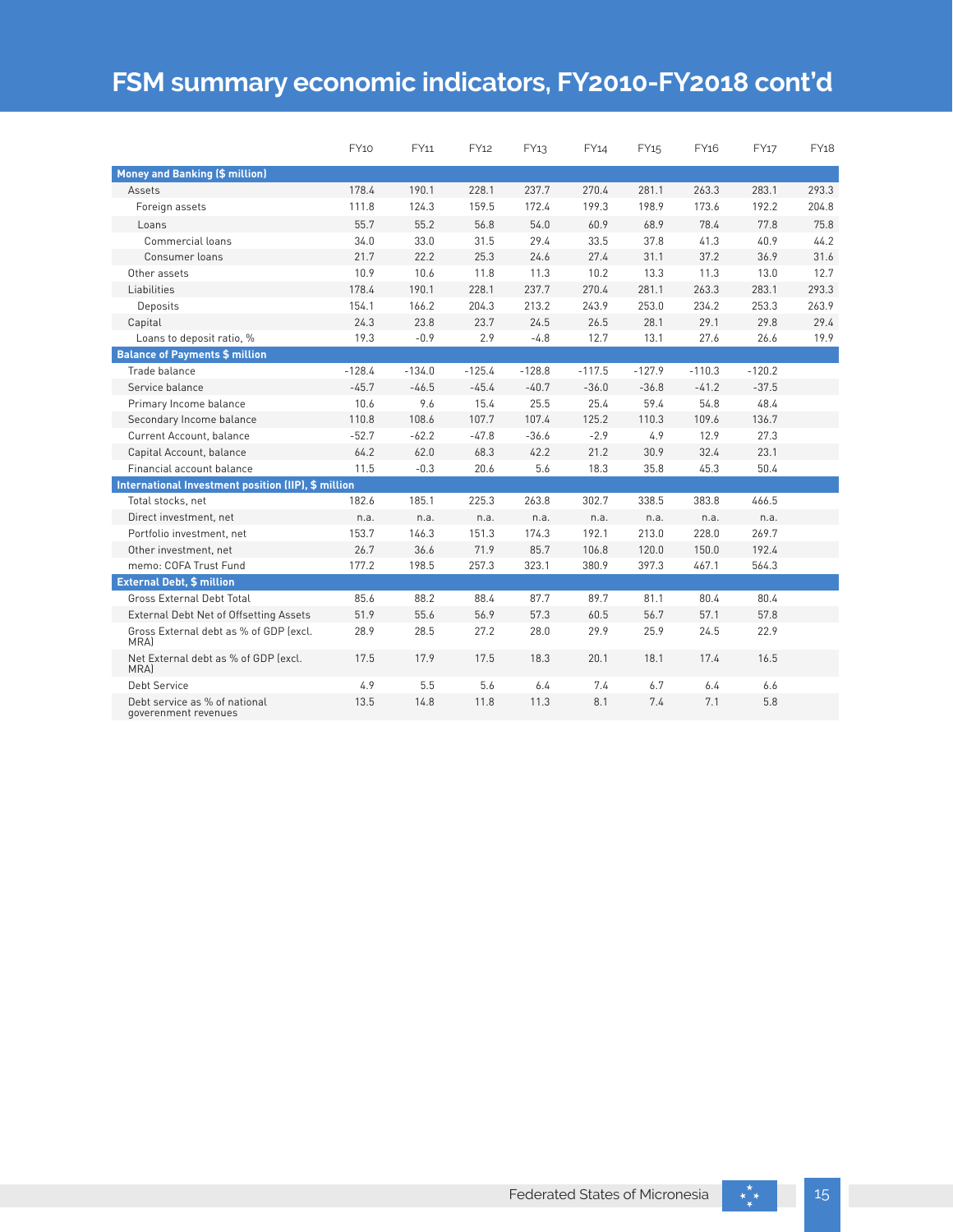# FSM summary economic indicators, FY2010-FY2018 cont'd

| | FY10 | FY11 | FY12 | FY13 | FY14 | FY15 | FY16 | FY17 | FY18 |
|---|---|---|---|---|---|---|---|---|---|
| **Money and Banking ($ million)** | | | | | | | | | |
| Assets | 178.4 | 190.1 | 228.1 | 237.7 | 270.4 | 281.1 | 263.3 | 283.1 | 293.3 |
| Foreign assets | 111.8 | 124.3 | 159.5 | 172.4 | 199.3 | 198.9 | 173.6 | 192.2 | 204.8 |
| Loans | 55.7 | 55.2 | 56.8 | 54.0 | 60.9 | 68.9 | 78.4 | 77.8 | 75.8 |
| Commercial loans | 34.0 | 33.0 | 31.5 | 29.4 | 33.5 | 37.8 | 41.3 | 40.9 | 44.2 |
| Consumer loans | 21.7 | 22.2 | 25.3 | 24.6 | 27.4 | 31.1 | 37.2 | 36.9 | 31.6 |
| Other assets | 10.9 | 10.6 | 11.8 | 11.3 | 10.2 | 13.3 | 11.3 | 13.0 | 12.7 |
| Liabilities | 178.4 | 190.1 | 228.1 | 237.7 | 270.4 | 281.1 | 263.3 | 283.1 | 293.3 |
| Deposits | 154.1 | 166.2 | 204.3 | 213.2 | 243.9 | 253.0 | 234.2 | 253.3 | 263.9 |
| Capital | 24.3 | 23.8 | 23.7 | 24.5 | 26.5 | 28.1 | 29.1 | 29.8 | 29.4 |
| Loans to deposit ratio, % | 19.3 | -0.9 | 2.9 | -4.8 | 12.7 | 13.1 | 27.6 | 26.6 | 19.9 |
| **Balance of Payments $ million** | | | | | | | | | |
| Trade balance | -128.4 | -134.0 | -125.4 | -128.8 | -117.5 | -127.9 | -110.3 | -120.2 | |
| Service balance | -45.7 | -46.5 | -45.4 | -40.7 | -36.0 | -36.8 | -41.2 | -37.5 | |
| Primary Income balance | 10.6 | 9.6 | 15.4 | 25.5 | 25.4 | 59.4 | 54.8 | 48.4 | |
| Secondary Income balance | 110.8 | 108.6 | 107.7 | 107.4 | 125.2 | 110.3 | 109.6 | 136.7 | |
| Current Account, balance | -52.7 | -62.2 | -47.8 | -36.6 | -2.9 | 4.9 | 12.9 | 27.3 | |
| Capital Account, balance | 64.2 | 62.0 | 68.3 | 42.2 | 21.2 | 30.9 | 32.4 | 23.1 | |
| Financial account balance | 11.5 | -0.3 | 20.6 | 5.6 | 18.3 | 35.8 | 45.3 | 50.4 | |
| **International Investment position (IIP), $ million** | | | | | | | | | |
| Total stocks, net | 182.6 | 185.1 | 225.3 | 263.8 | 302.7 | 338.5 | 383.8 | 466.5 | |
| Direct investment, net | n.a. | n.a. | n.a. | n.a. | n.a. | n.a. | n.a. | n.a. | |
| Portfolio investment, net | 153.7 | 146.3 | 151.3 | 174.3 | 192.1 | 213.0 | 228.0 | 269.7 | |
| Other investment, net | 26.7 | 36.6 | 71.9 | 85.7 | 106.8 | 120.0 | 150.0 | 192.4 | |
| memo: COFA Trust Fund | 177.2 | 198.5 | 257.3 | 323.1 | 380.9 | 397.3 | 467.1 | 564.3 | |
| **External Debt, $ million** | | | | | | | | | |
| Gross External Debt Total | 85.6 | 88.2 | 88.4 | 87.7 | 89.7 | 81.1 | 80.4 | 80.4 | |
| External Debt Net of Offsetting Assets | 51.9 | 55.6 | 56.9 | 57.3 | 60.5 | 56.7 | 57.1 | 57.8 | |
| Gross External debt as % of GDP (excl. MRA) | 28.9 | 28.5 | 27.2 | 28.0 | 29.9 | 25.9 | 24.5 | 22.9 | |
| Net External debt as % of GDP (excl. MRA) | 17.5 | 17.9 | 17.5 | 18.3 | 20.1 | 18.1 | 17.4 | 16.5 | |
| Debt Service | 4.9 | 5.5 | 5.6 | 6.4 | 7.4 | 6.7 | 6.4 | 6.6 | |
| Debt service as % of national goverenment revenues | 13.5 | 14.8 | 11.8 | 11.3 | 8.1 | 7.4 | 7.1 | 5.8 | |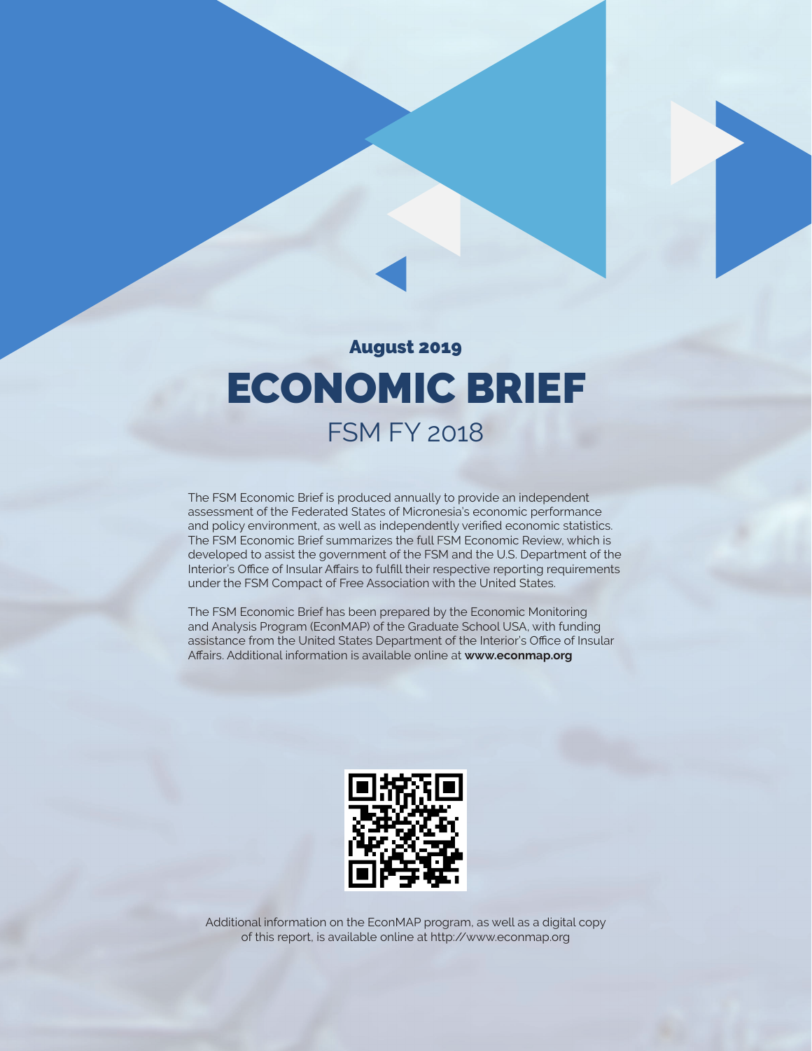## August 2019

# ECONOMIC BRIEF

## FSM FY 2018

The FSM Economic Brief is produced annually to provide an independent assessment of the Federated States of Micronesia's economic performance and policy environment, as well as independently verified economic statistics. The FSM Economic Brief summarizes the full FSM Economic Review, which is developed to assist the government of the FSM and the U.S. Department of the Interior's Office of Insular Affairs to fulfill their respective reporting requirements under the FSM Compact of Free Association with the United States.

The FSM Economic Brief has been prepared by the Economic Monitoring and Analysis Program (EconMAP) of the Graduate School USA, with funding assistance from the United States Department of the Interior's Office of Insular Affairs. Additional information is available online at **www.econmap.org**

Additional information on the EconMAP program, as well as a digital copy of this report, is available online at http://www.econmap.org